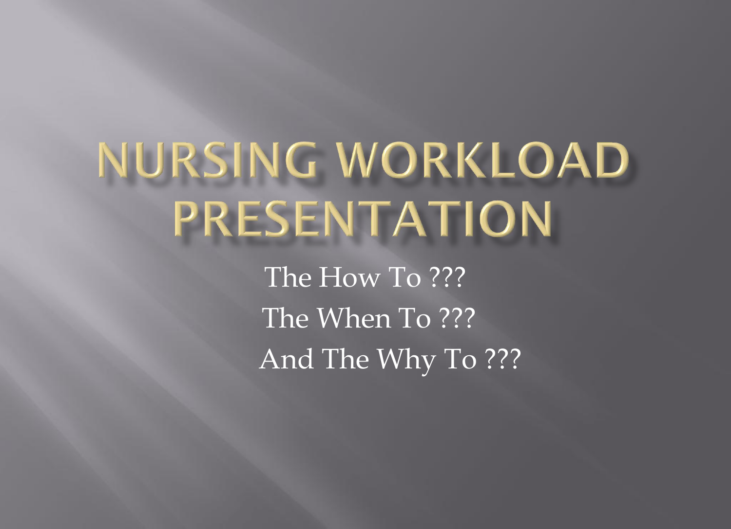# NURSING WORKLOAD PRESENTATION

The How To ???

The When To ???

And The Why To ???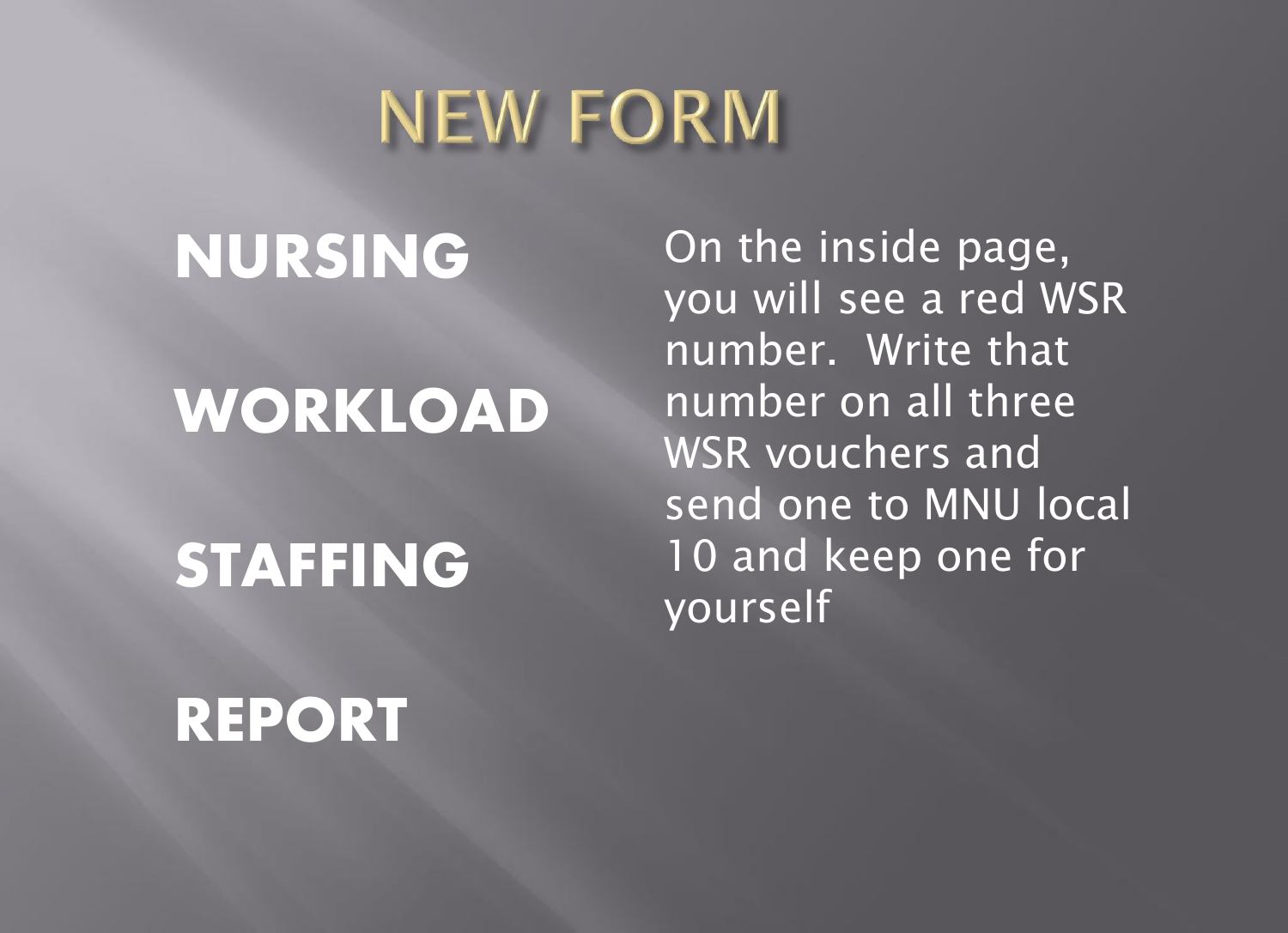# NEW FORM

**NURSING**

**WORKLOAD**

**STAFFING**

**REPORT**

On the inside page, you will see a red WSR number. Write that number on all three WSR vouchers and send one to MNU local 10 and keep one for yourself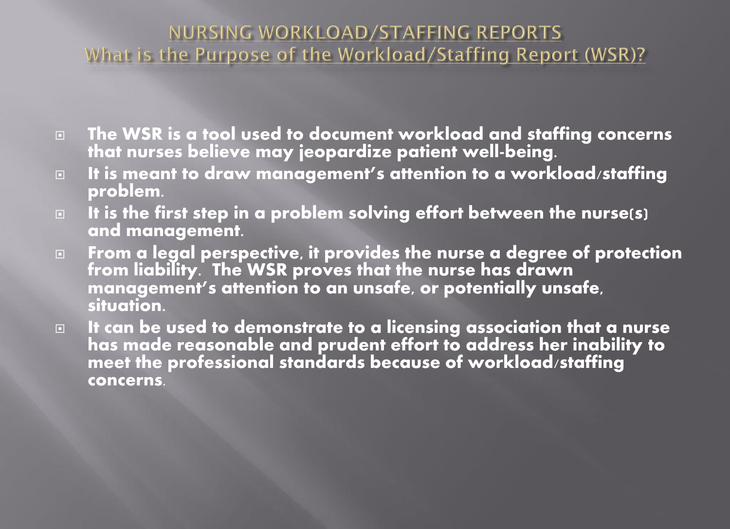## NURSING WORKLOAD/STAFFING REPORTS
## What is the Purpose of the Workload/Staffing Report (WSR)?

- **The WSR is a tool used to document workload and staffing concerns that nurses believe may jeopardize patient well-being.**
- **It is meant to draw management's attention to a workload/staffing problem.**
- **It is the first step in a problem solving effort between the nurse(s) and management.**
- **From a legal perspective, it provides the nurse a degree of protection from liability. The WSR proves that the nurse has drawn management's attention to an unsafe, or potentially unsafe, situation.**
- **It can be used to demonstrate to a licensing association that a nurse has made reasonable and prudent effort to address her inability to meet the professional standards because of workload/staffing concerns.**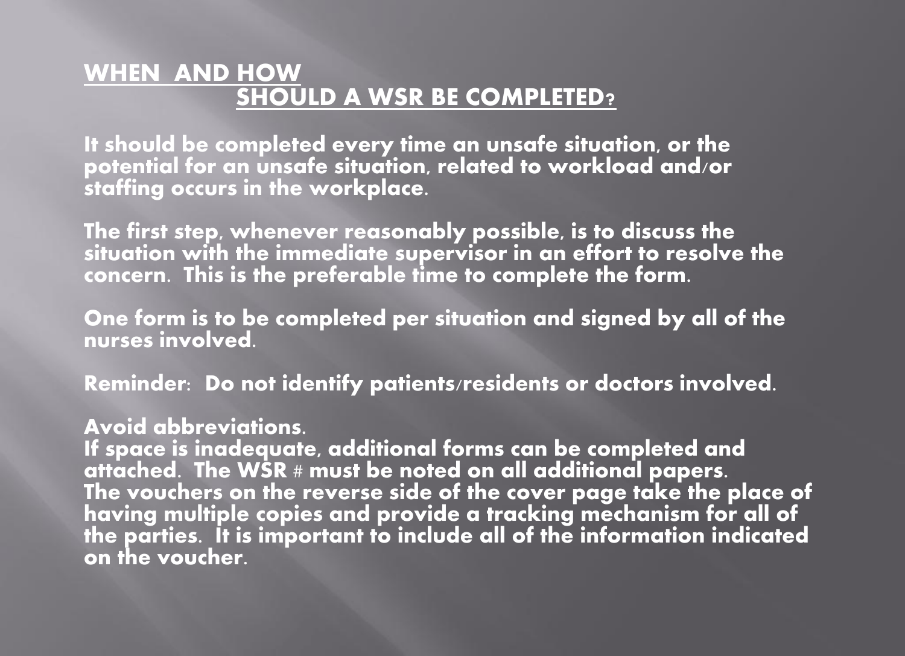## WHEN AND HOW SHOULD A WSR BE COMPLETED?

It should be completed every time an unsafe situation, or the potential for an unsafe situation, related to workload and/or staffing occurs in the workplace.

The first step, whenever reasonably possible, is to discuss the situation with the immediate supervisor in an effort to resolve the concern. This is the preferable time to complete the form.

One form is to be completed per situation and signed by all of the nurses involved.

Reminder: Do not identify patients/residents or doctors involved.

Avoid abbreviations.

If space is inadequate, additional forms can be completed and attached. The WSR # must be noted on all additional papers.

The vouchers on the reverse side of the cover page take the place of having multiple copies and provide a tracking mechanism for all of the parties. It is important to include all of the information indicated on the voucher.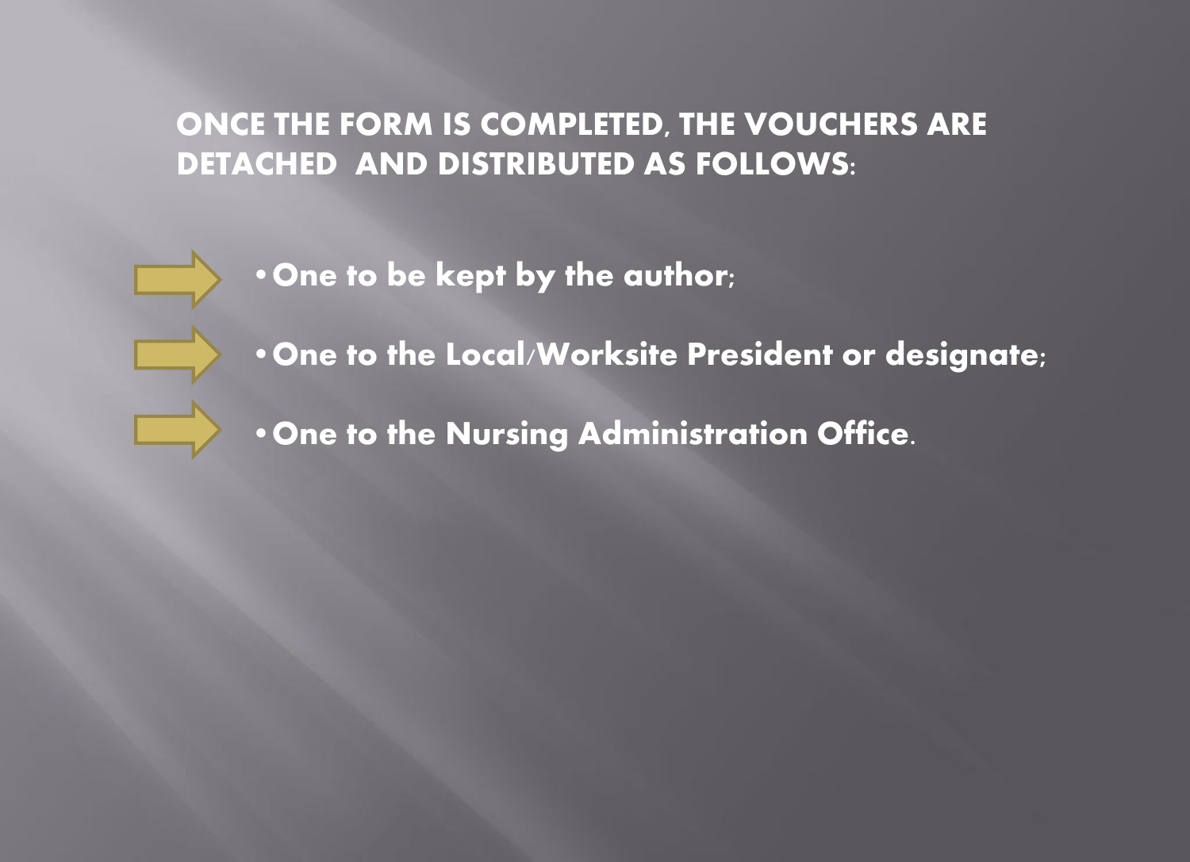## ONCE THE FORM IS COMPLETED, THE VOUCHERS ARE DETACHED AND DISTRIBUTED AS FOLLOWS:

- **One to be kept by the author;**
- **One to the Local/Worksite President or designate;**
- **One to the Nursing Administration Office.**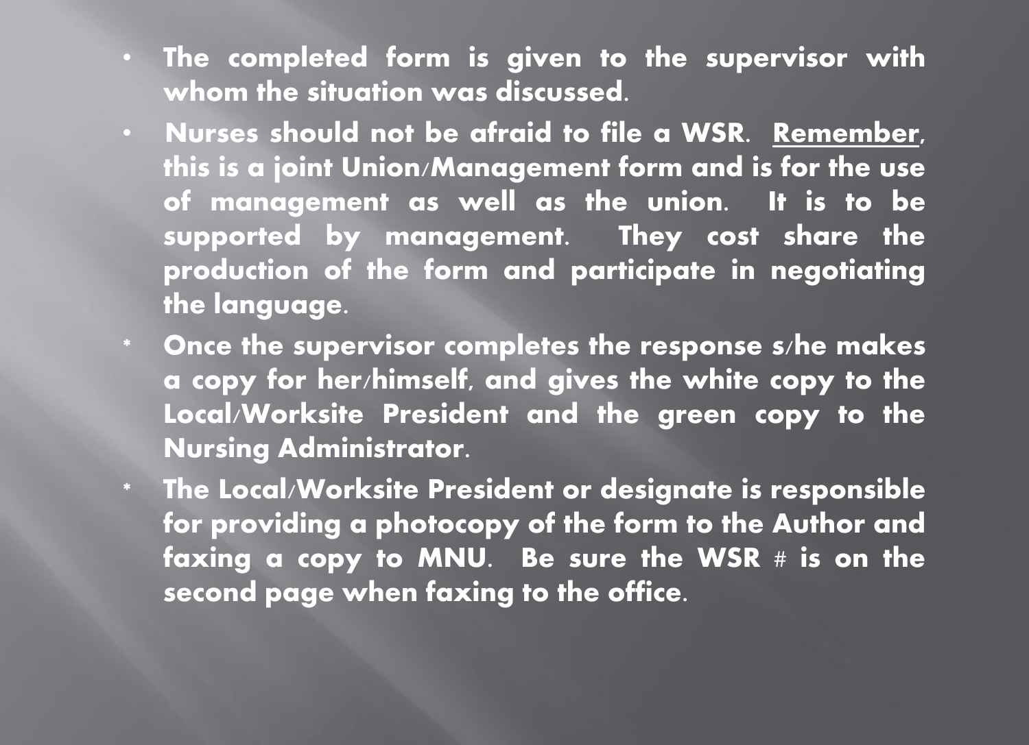- **The completed form is given to the supervisor with whom the situation was discussed.**
- **Nurses should not be afraid to file a WSR. <u>Remember</u>, this is a joint Union/Management form and is for the use of management as well as the union. It is to be supported by management. They cost share the production of the form and participate in negotiating the language.**
- **Once the supervisor completes the response s/he makes a copy for her/himself, and gives the white copy to the Local/Worksite President and the green copy to the Nursing Administrator.**
- **The Local/Worksite President or designate is responsible for providing a photocopy of the form to the Author and faxing a copy to MNU. Be sure the WSR # is on the second page when faxing to the office.**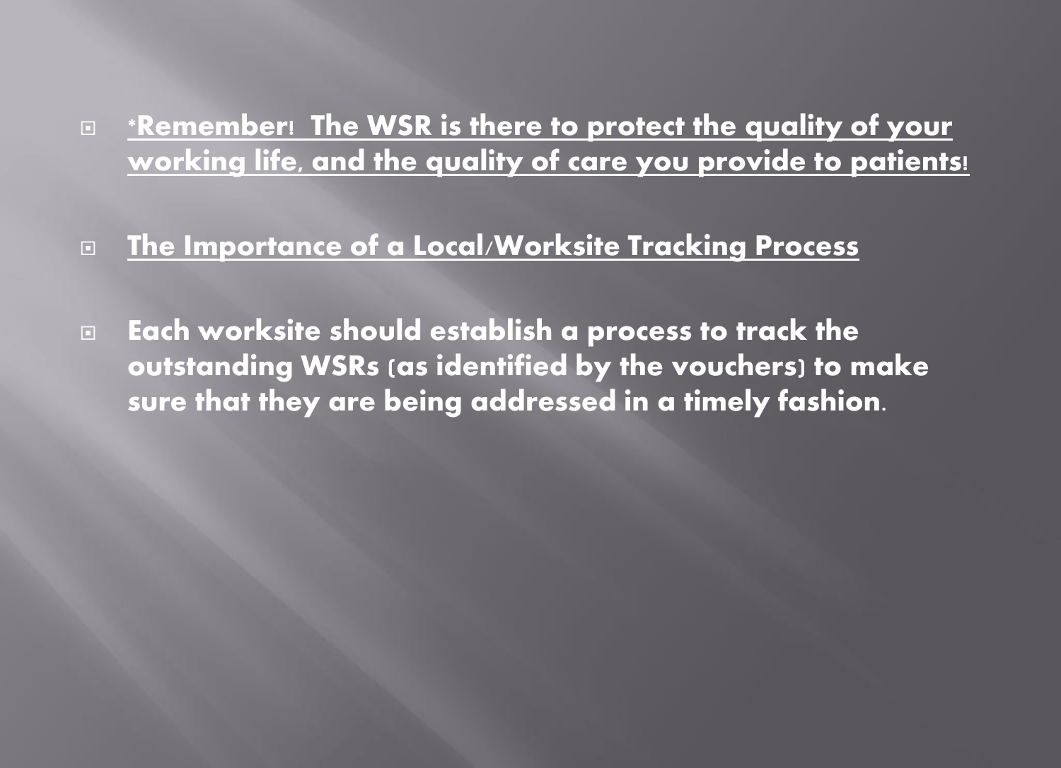- ***Remember! The WSR is there to protect the quality of your working life, and the quality of care you provide to patients!***

- **The Importance of a Local/Worksite Tracking Process**

- **Each worksite should establish a process to track the outstanding WSRs (as identified by the vouchers) to make sure that they are being addressed in a timely fashion.**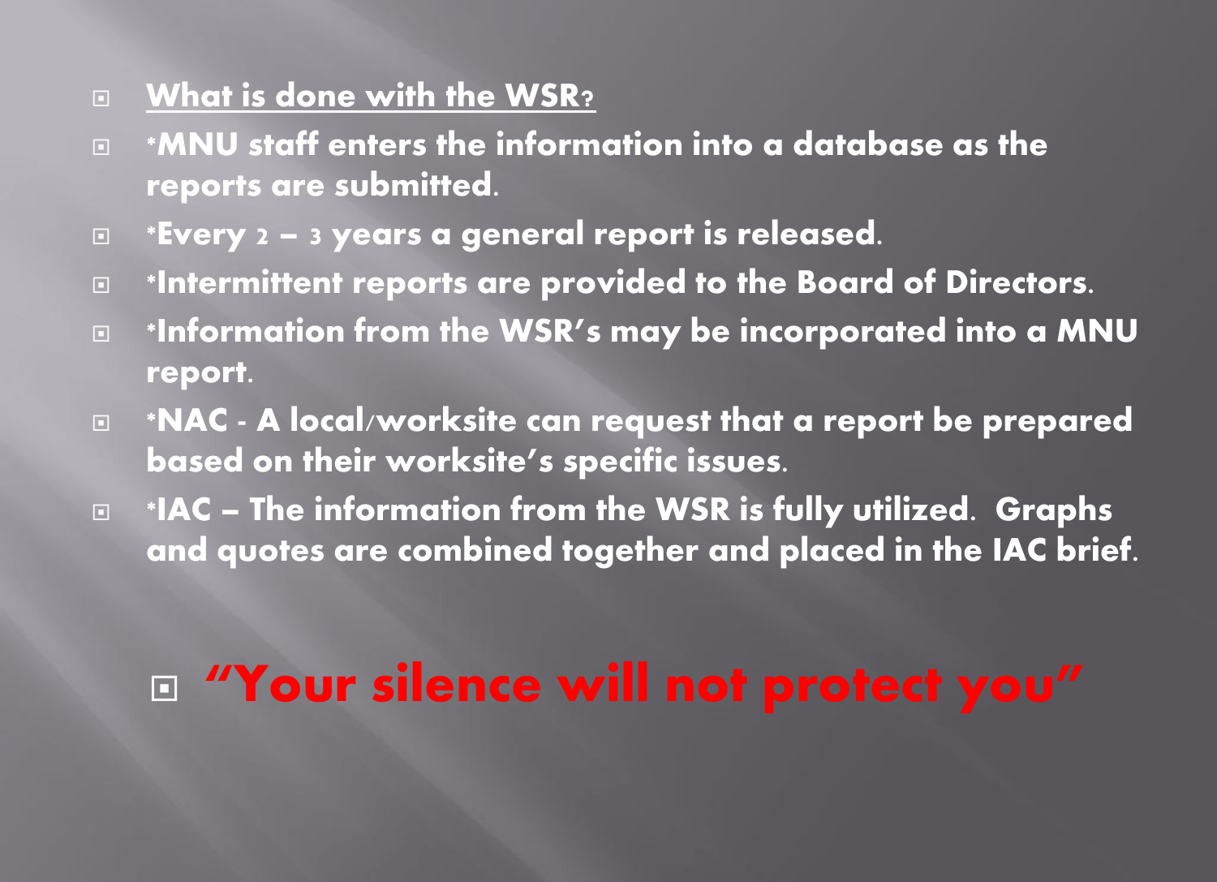- **What is done with the WSR?**
- *MNU staff enters the information into a database as the reports are submitted.
- *Every 2 – 3 years a general report is released.
- *Intermittent reports are provided to the Board of Directors.
- *Information from the WSR's may be incorporated into a MNU report.
- *NAC - A local/worksite can request that a report be prepared based on their worksite's specific issues.
- *IAC – The information from the WSR is fully utilized. Graphs and quotes are combined together and placed in the IAC brief.

- **"Your silence will not protect you"**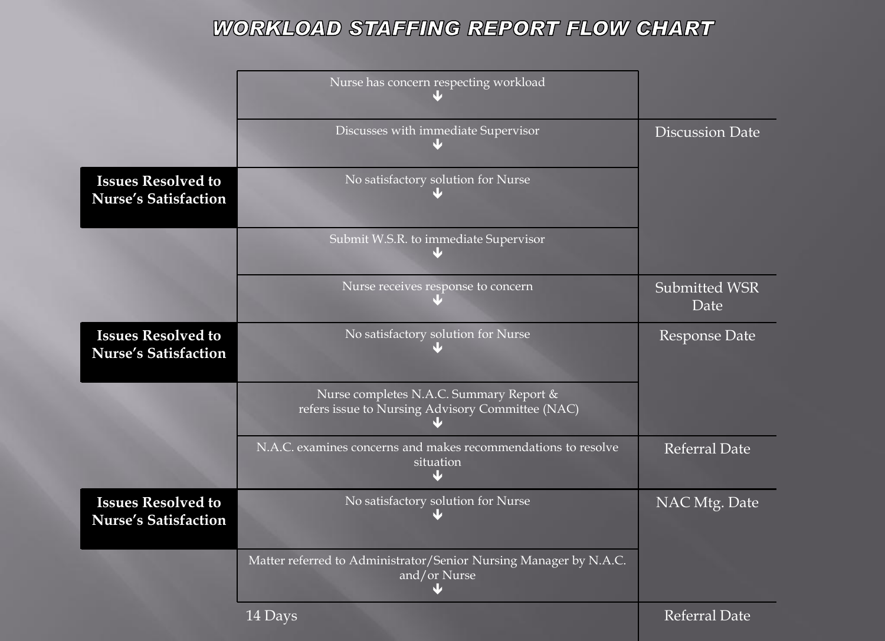# WORKLOAD STAFFING REPORT FLOW CHART

| | Process | Date |
|---|---|---|
| | Nurse has concern respecting workload ↓ | |
| | Discusses with immediate Supervisor ↓ | Discussion Date |
| **Issues Resolved to Nurse's Satisfaction** | No satisfactory solution for Nurse ↓ | |
| | Submit W.S.R. to immediate Supervisor ↓ | |
| | Nurse receives response to concern ↓ | Submitted WSR Date |
| **Issues Resolved to Nurse's Satisfaction** | No satisfactory solution for Nurse ↓ | Response Date |
| | Nurse completes N.A.C. Summary Report & refers issue to Nursing Advisory Committee (NAC) ↓ | |
| | N.A.C. examines concerns and makes recommendations to resolve situation ↓ | Referral Date |
| **Issues Resolved to Nurse's Satisfaction** | No satisfactory solution for Nurse ↓ | NAC Mtg. Date |
| | Matter referred to Administrator/Senior Nursing Manager by N.A.C. and/or Nurse ↓ | |
| | 14 Days | Referral Date |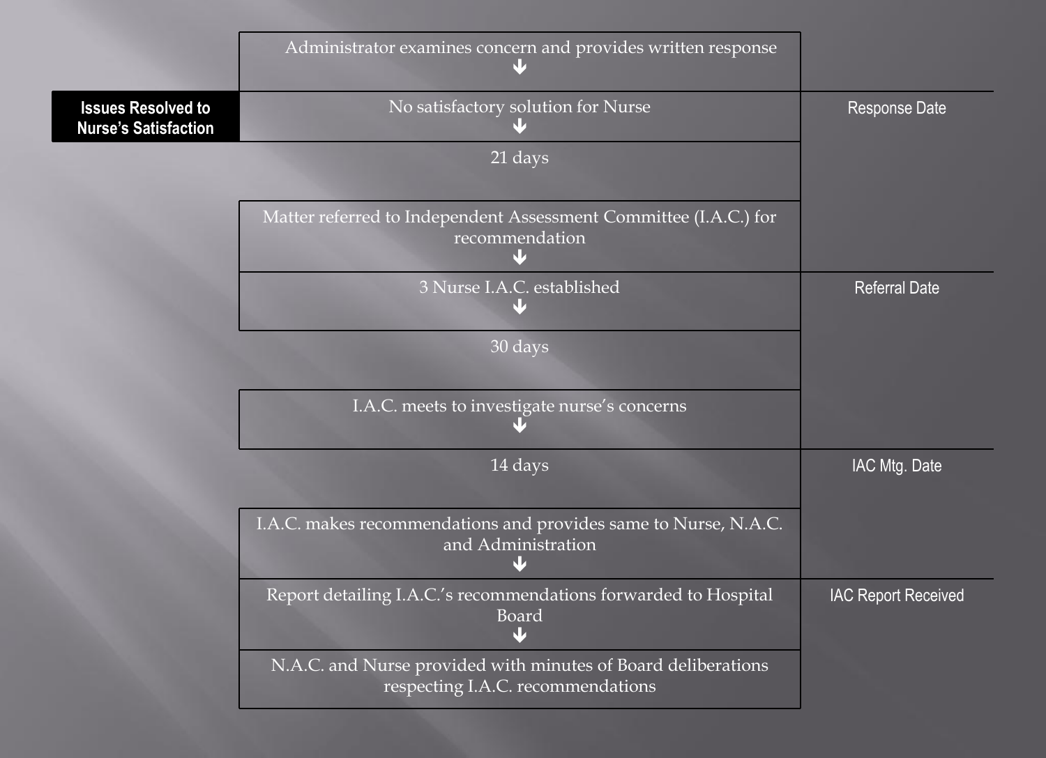Administrator examines concern and provides written response ↓

| | | |
|---|---|---|
| **Issues Resolved to Nurse's Satisfaction** | No satisfactory solution for Nurse ↓ | Response Date |
| | 21 days | |
| | Matter referred to Independent Assessment Committee (I.A.C.) for recommendation ↓ | |
| | 3 Nurse I.A.C. established ↓ | Referral Date |
| | 30 days | |
| | I.A.C. meets to investigate nurse's concerns ↓ | |
| | 14 days | IAC Mtg. Date |
| | I.A.C. makes recommendations and provides same to Nurse, N.A.C. and Administration ↓ | |
| | Report detailing I.A.C.'s recommendations forwarded to Hospital Board ↓ | IAC Report Received |
| | N.A.C. and Nurse provided with minutes of Board deliberations respecting I.A.C. recommendations | |